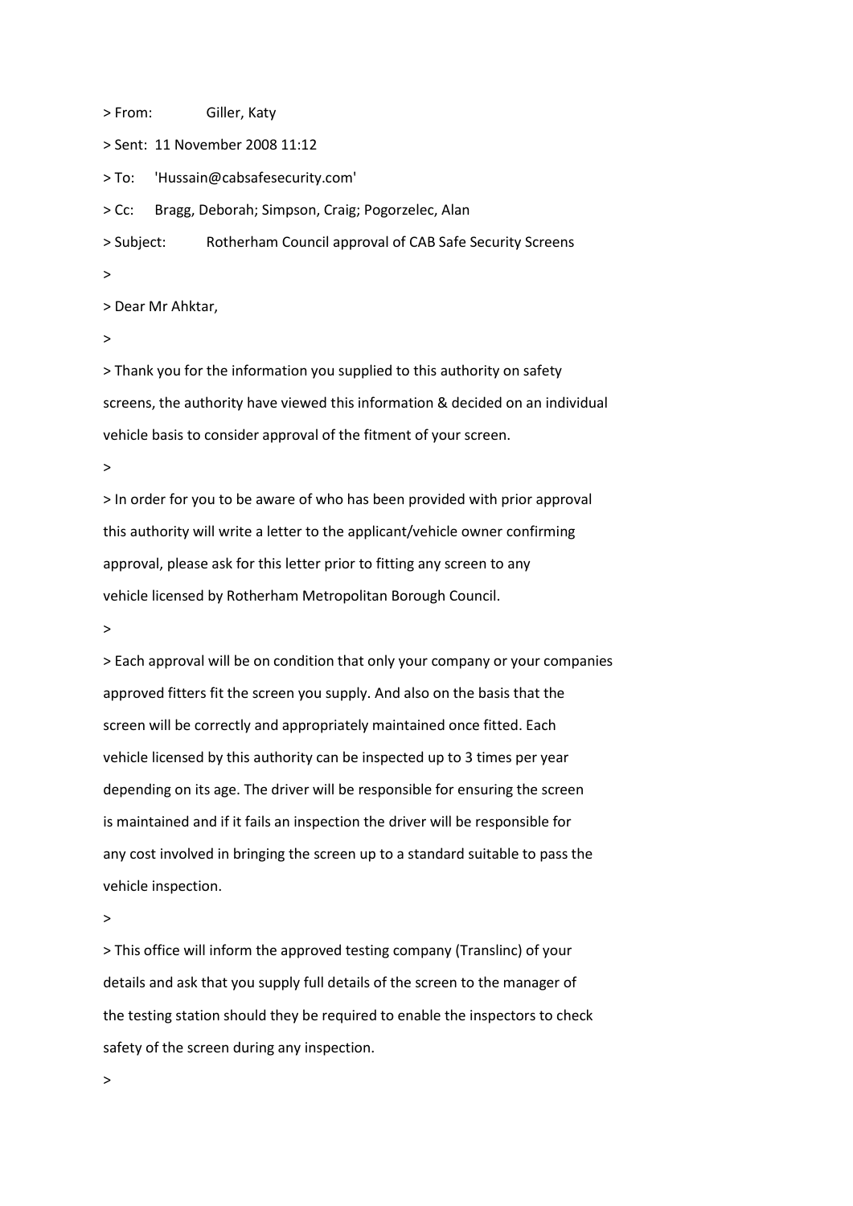> From:	Giller, Katy

> Sent: 11 November 2008 11:12

> To: 'Hussain@cabsafesecurity.com'

> Cc: Bragg, Deborah; Simpson, Craig; Pogorzelec, Alan

> Subject:	Rotherham Council approval of CAB Safe Security Screens

>

> Dear Mr Ahktar,

>

> Thank you for the information you supplied to this authority on safety screens, the authority have viewed this information & decided on an individual vehicle basis to consider approval of the fitment of your screen.

>

> In order for you to be aware of who has been provided with prior approval this authority will write a letter to the applicant/vehicle owner confirming approval, please ask for this letter prior to fitting any screen to any vehicle licensed by Rotherham Metropolitan Borough Council.

>

> Each approval will be on condition that only your company or your companies approved fitters fit the screen you supply. And also on the basis that the screen will be correctly and appropriately maintained once fitted. Each vehicle licensed by this authority can be inspected up to 3 times per year depending on its age. The driver will be responsible for ensuring the screen is maintained and if it fails an inspection the driver will be responsible for any cost involved in bringing the screen up to a standard suitable to pass the vehicle inspection.

>

> This office will inform the approved testing company (Translinc) of your details and ask that you supply full details of the screen to the manager of the testing station should they be required to enable the inspectors to check safety of the screen during any inspection.

>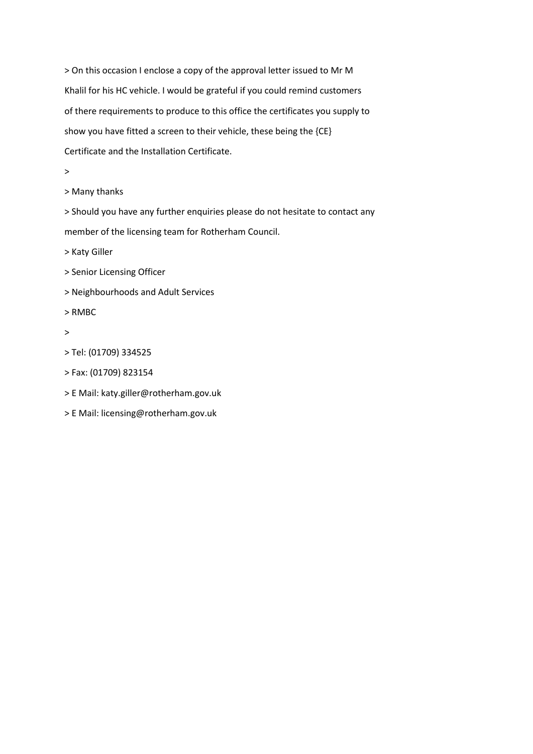> On this occasion I enclose a copy of the approval letter issued to Mr M Khalil for his HC vehicle. I would be grateful if you could remind customers of there requirements to produce to this office the certificates you supply to show you have fitted a screen to their vehicle, these being the {CE} Certificate and the Installation Certificate.

>

> Many thanks

> Should you have any further enquiries please do not hesitate to contact any member of the licensing team for Rotherham Council.

> Katy Giller

> Senior Licensing Officer

> Neighbourhoods and Adult Services

> RMBC

>

> Tel: (01709) 334525

> Fax: (01709) 823154

> E Mail: katy.giller@rotherham.gov.uk

> E Mail: licensing@rotherham.gov.uk